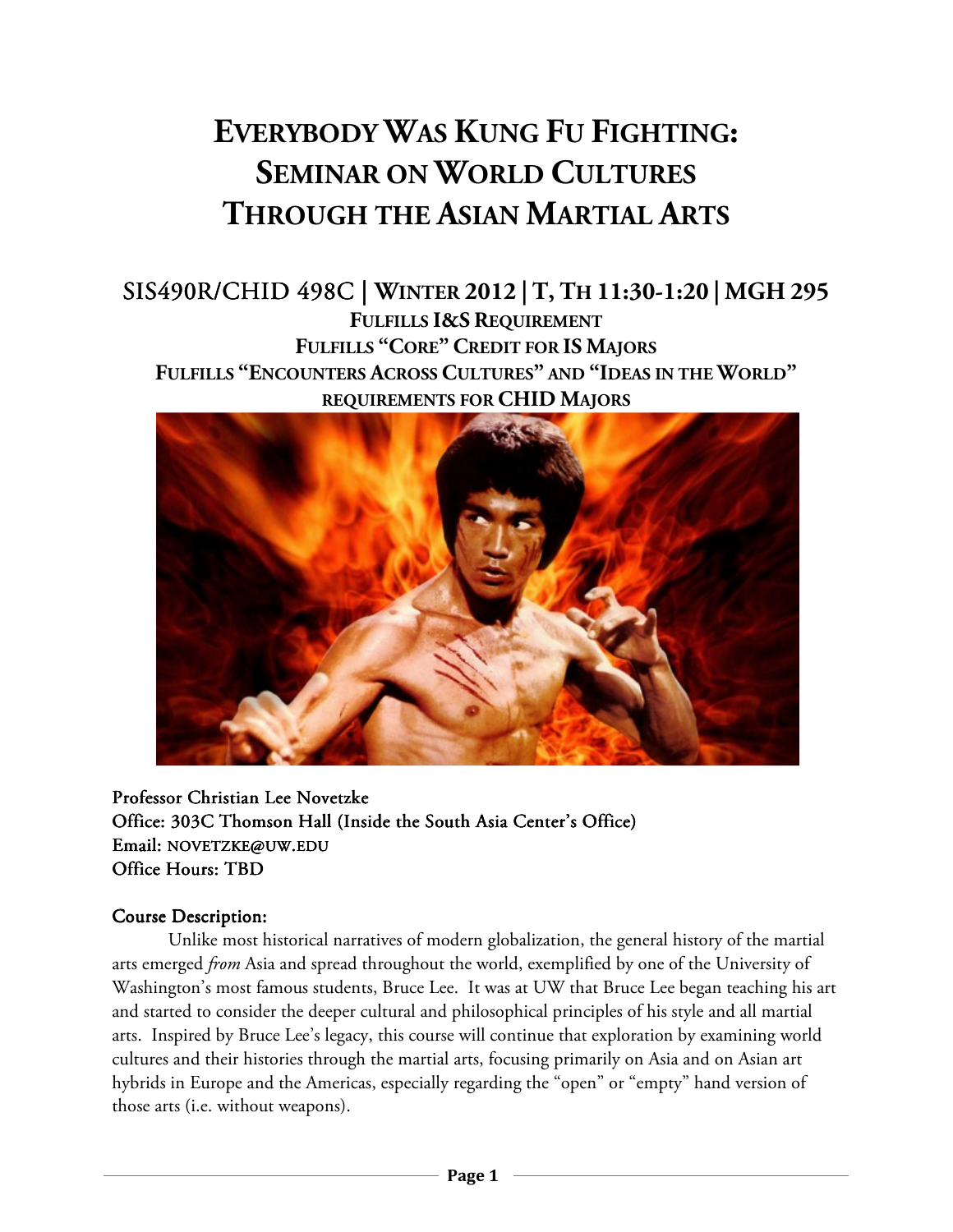# Everybody Was Kung Fu Fighting: Seminar on World Cultures Through the Asian Martial Arts

## SIS490R/CHID 498C | Winter 2012 | T, Th 11:30-1:20 | MGH 295

**Fulfills I&S Requirement**
**Fulfills "Core" Credit for IS Majors**
**Fulfills "Encounters Across Cultures" and "Ideas in the World" requirements for CHID Majors**

Professor Christian Lee Novetzke
Office: 303C Thomson Hall (Inside the South Asia Center's Office)
Email: novetzke@uw.edu
Office Hours: TBD

### Course Description:

Unlike most historical narratives of modern globalization, the general history of the martial arts emerged *from* Asia and spread throughout the world, exemplified by one of the University of Washington's most famous students, Bruce Lee. It was at UW that Bruce Lee began teaching his art and started to consider the deeper cultural and philosophical principles of his style and all martial arts. Inspired by Bruce Lee's legacy, this course will continue that exploration by examining world cultures and their histories through the martial arts, focusing primarily on Asia and on Asian art hybrids in Europe and the Americas, especially regarding the "open" or "empty" hand version of those arts (i.e. without weapons).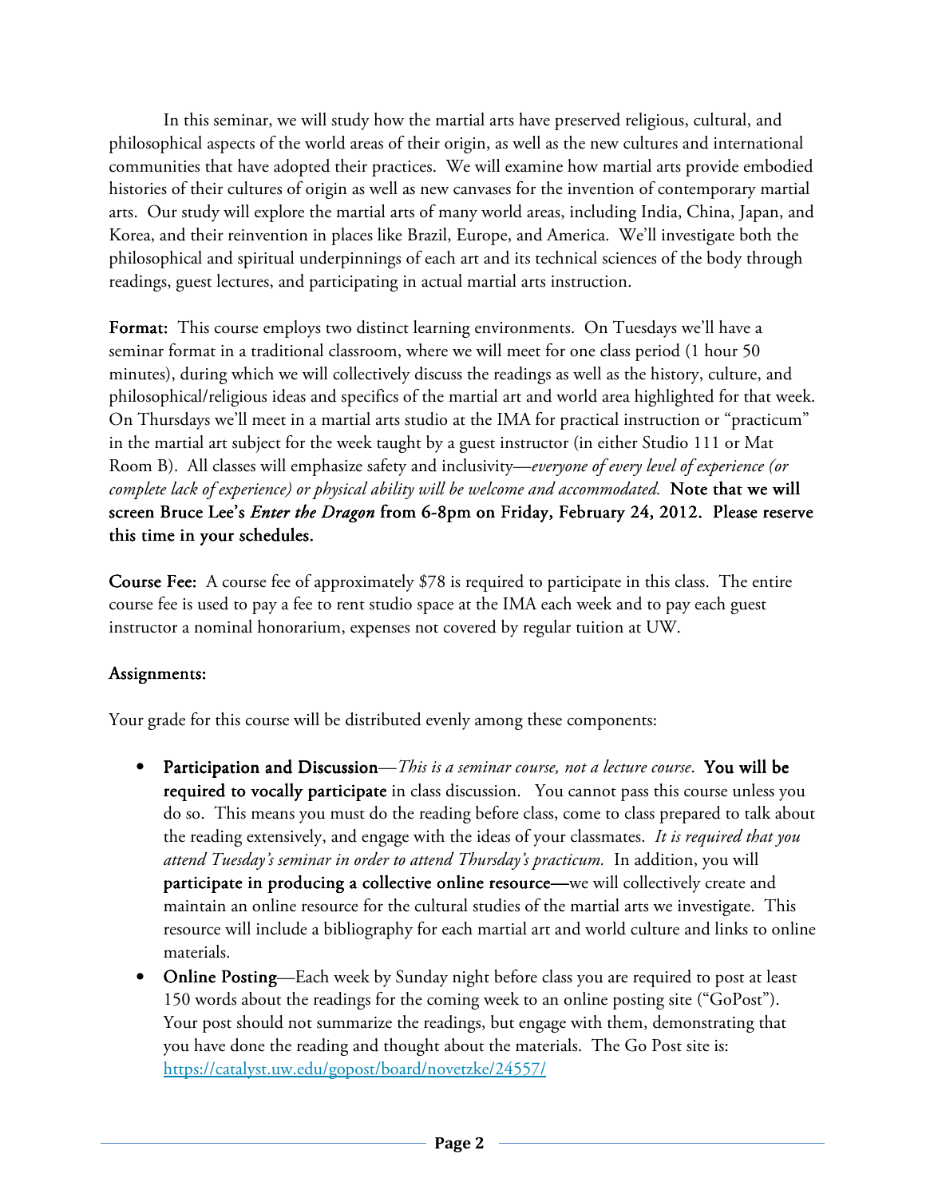In this seminar, we will study how the martial arts have preserved religious, cultural, and philosophical aspects of the world areas of their origin, as well as the new cultures and international communities that have adopted their practices. We will examine how martial arts provide embodied histories of their cultures of origin as well as new canvases for the invention of contemporary martial arts. Our study will explore the martial arts of many world areas, including India, China, Japan, and Korea, and their reinvention in places like Brazil, Europe, and America. We'll investigate both the philosophical and spiritual underpinnings of each art and its technical sciences of the body through readings, guest lectures, and participating in actual martial arts instruction.

**Format:** This course employs two distinct learning environments. On Tuesdays we'll have a seminar format in a traditional classroom, where we will meet for one class period (1 hour 50 minutes), during which we will collectively discuss the readings as well as the history, culture, and philosophical/religious ideas and specifics of the martial art and world area highlighted for that week. On Thursdays we'll meet in a martial arts studio at the IMA for practical instruction or "practicum" in the martial art subject for the week taught by a guest instructor (in either Studio 111 or Mat Room B). All classes will emphasize safety and inclusivity—*everyone of every level of experience (or complete lack of experience) or physical ability will be welcome and accommodated.* **Note that we will screen Bruce Lee's *Enter the Dragon* from 6-8pm on Friday, February 24, 2012. Please reserve this time in your schedules.**

**Course Fee:** A course fee of approximately $78 is required to participate in this class. The entire course fee is used to pay a fee to rent studio space at the IMA each week and to pay each guest instructor a nominal honorarium, expenses not covered by regular tuition at UW.

## Assignments:

Your grade for this course will be distributed evenly among these components:

- **Participation and Discussion**—*This is a seminar course, not a lecture course*. **You will be required to vocally participate** in class discussion. You cannot pass this course unless you do so. This means you must do the reading before class, come to class prepared to talk about the reading extensively, and engage with the ideas of your classmates. *It is required that you attend Tuesday's seminar in order to attend Thursday's practicum.* In addition, you will **participate in producing a collective online resource—**we will collectively create and maintain an online resource for the cultural studies of the martial arts we investigate. This resource will include a bibliography for each martial art and world culture and links to online materials.
- **Online Posting**—Each week by Sunday night before class you are required to post at least 150 words about the readings for the coming week to an online posting site ("GoPost"). Your post should not summarize the readings, but engage with them, demonstrating that you have done the reading and thought about the materials. The Go Post site is: https://catalyst.uw.edu/gopost/board/novetzke/24557/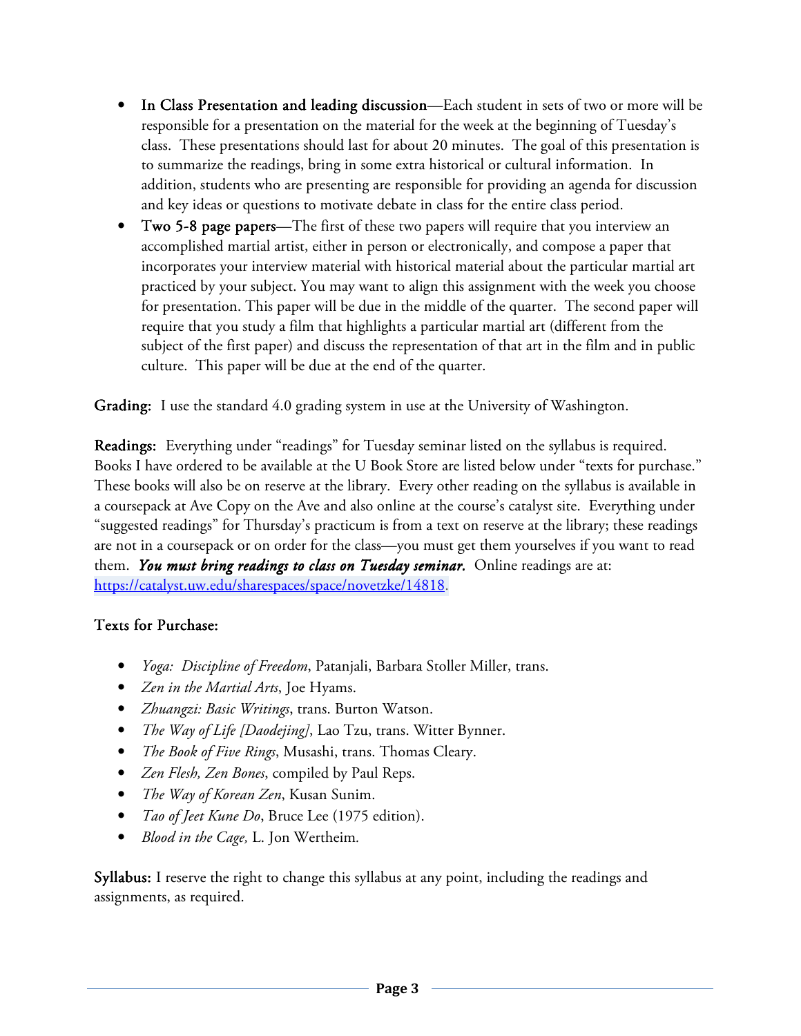- **In Class Presentation and leading discussion**—Each student in sets of two or more will be responsible for a presentation on the material for the week at the beginning of Tuesday's class. These presentations should last for about 20 minutes. The goal of this presentation is to summarize the readings, bring in some extra historical or cultural information. In addition, students who are presenting are responsible for providing an agenda for discussion and key ideas or questions to motivate debate in class for the entire class period.
- **Two 5-8 page papers**—The first of these two papers will require that you interview an accomplished martial artist, either in person or electronically, and compose a paper that incorporates your interview material with historical material about the particular martial art practiced by your subject. You may want to align this assignment with the week you choose for presentation. This paper will be due in the middle of the quarter. The second paper will require that you study a film that highlights a particular martial art (different from the subject of the first paper) and discuss the representation of that art in the film and in public culture. This paper will be due at the end of the quarter.

**Grading:** I use the standard 4.0 grading system in use at the University of Washington.

**Readings:** Everything under "readings" for Tuesday seminar listed on the syllabus is required. Books I have ordered to be available at the U Book Store are listed below under "texts for purchase." These books will also be on reserve at the library. Every other reading on the syllabus is available in a coursepack at Ave Copy on the Ave and also online at the course's catalyst site. Everything under "suggested readings" for Thursday's practicum is from a text on reserve at the library; these readings are not in a coursepack or on order for the class—you must get them yourselves if you want to read them. ***You must bring readings to class on Tuesday seminar.*** Online readings are at: https://catalyst.uw.edu/sharespaces/space/novetzke/14818.

**Texts for Purchase:**

- *Yoga: Discipline of Freedom*, Patanjali, Barbara Stoller Miller, trans.
- *Zen in the Martial Arts*, Joe Hyams.
- *Zhuangzi: Basic Writings*, trans. Burton Watson.
- *The Way of Life [Daodejing]*, Lao Tzu, trans. Witter Bynner.
- *The Book of Five Rings*, Musashi, trans. Thomas Cleary.
- *Zen Flesh, Zen Bones*, compiled by Paul Reps.
- *The Way of Korean Zen*, Kusan Sunim.
- *Tao of Jeet Kune Do*, Bruce Lee (1975 edition).
- *Blood in the Cage,* L. Jon Wertheim.

**Syllabus:** I reserve the right to change this syllabus at any point, including the readings and assignments, as required.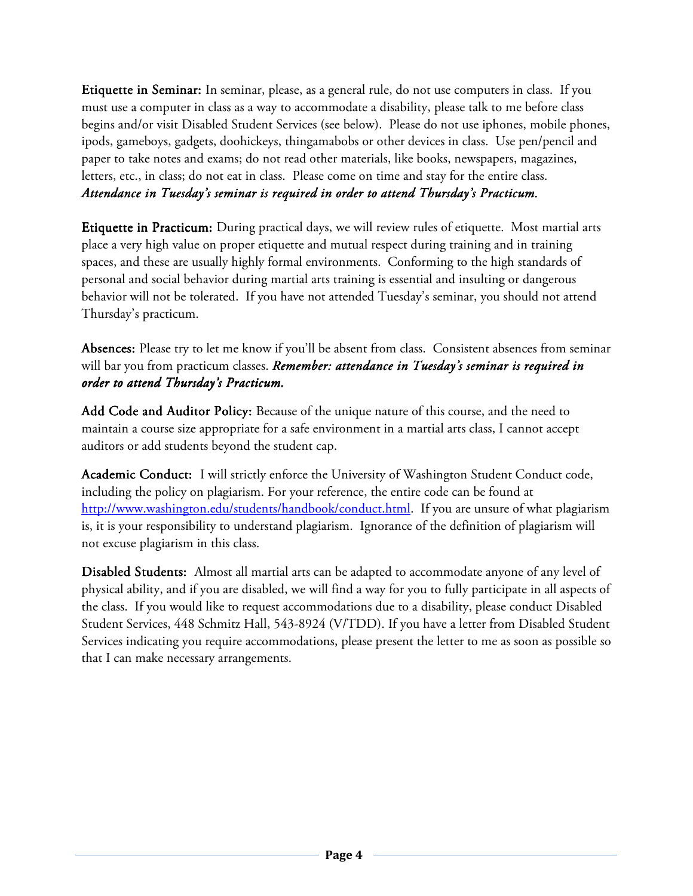**Etiquette in Seminar:** In seminar, please, as a general rule, do not use computers in class. If you must use a computer in class as a way to accommodate a disability, please talk to me before class begins and/or visit Disabled Student Services (see below). Please do not use iphones, mobile phones, ipods, gameboys, gadgets, doohickeys, thingamabobs or other devices in class. Use pen/pencil and paper to take notes and exams; do not read other materials, like books, newspapers, magazines, letters, etc., in class; do not eat in class. Please come on time and stay for the entire class. ***Attendance in Tuesday's seminar is required in order to attend Thursday's Practicum.***

**Etiquette in Practicum:** During practical days, we will review rules of etiquette. Most martial arts place a very high value on proper etiquette and mutual respect during training and in training spaces, and these are usually highly formal environments. Conforming to the high standards of personal and social behavior during martial arts training is essential and insulting or dangerous behavior will not be tolerated. If you have not attended Tuesday's seminar, you should not attend Thursday's practicum.

**Absences:** Please try to let me know if you'll be absent from class. Consistent absences from seminar will bar you from practicum classes. ***Remember: attendance in Tuesday's seminar is required in order to attend Thursday's Practicum.***

**Add Code and Auditor Policy:** Because of the unique nature of this course, and the need to maintain a course size appropriate for a safe environment in a martial arts class, I cannot accept auditors or add students beyond the student cap.

**Academic Conduct:** I will strictly enforce the University of Washington Student Conduct code, including the policy on plagiarism. For your reference, the entire code can be found at [http://www.washington.edu/students/handbook/conduct.html](http://www.washington.edu/students/handbook/conduct.html). If you are unsure of what plagiarism is, it is your responsibility to understand plagiarism. Ignorance of the definition of plagiarism will not excuse plagiarism in this class.

**Disabled Students:** Almost all martial arts can be adapted to accommodate anyone of any level of physical ability, and if you are disabled, we will find a way for you to fully participate in all aspects of the class. If you would like to request accommodations due to a disability, please conduct Disabled Student Services, 448 Schmitz Hall, 543-8924 (V/TDD). If you have a letter from Disabled Student Services indicating you require accommodations, please present the letter to me as soon as possible so that I can make necessary arrangements.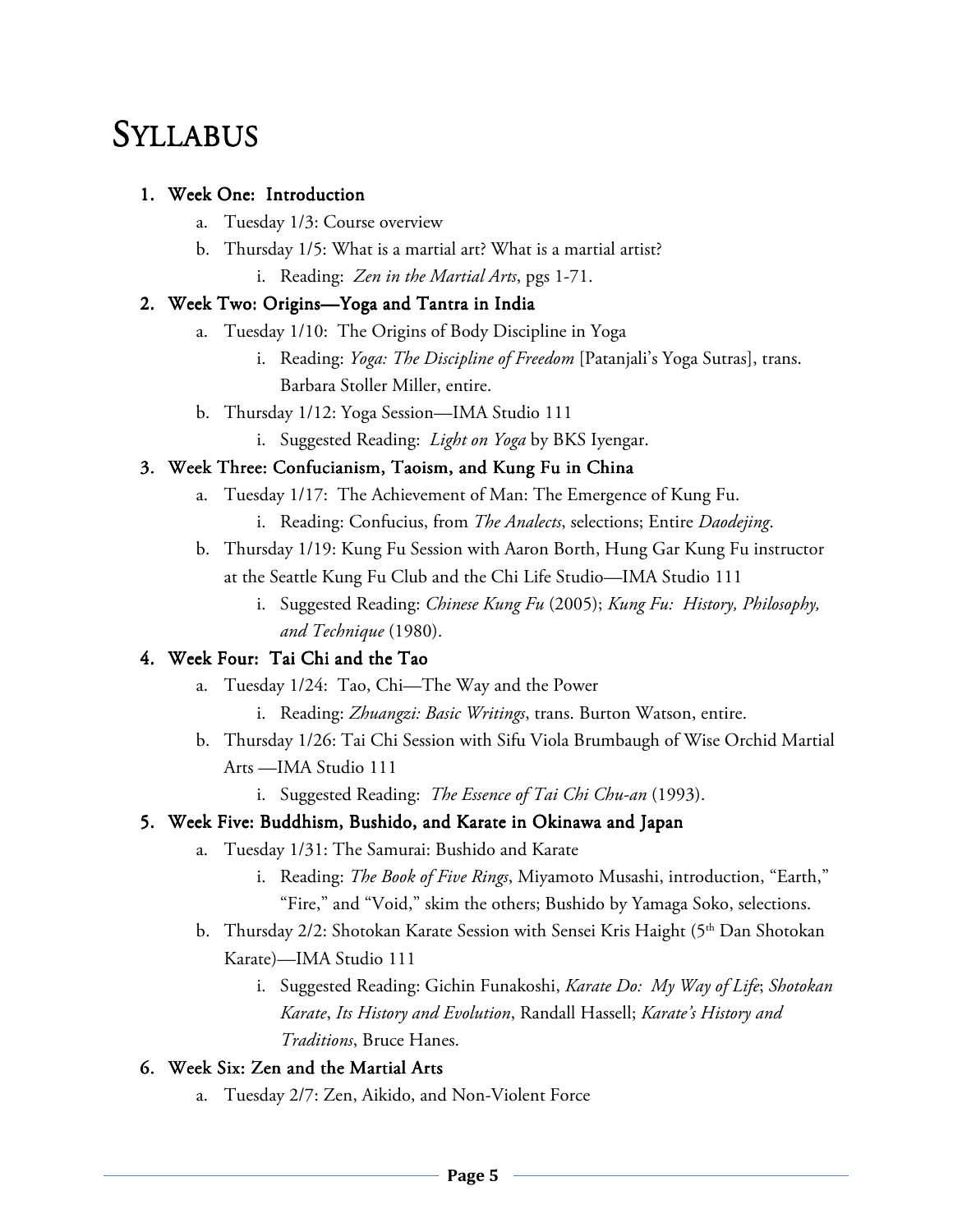# Syllabus

1. **Week One: Introduction**
    a. Tuesday 1/3: Course overview
    b. Thursday 1/5: What is a martial art? What is a martial artist?
        i. Reading: *Zen in the Martial Arts*, pgs 1-71.
2. **Week Two: Origins—Yoga and Tantra in India**
    a. Tuesday 1/10: The Origins of Body Discipline in Yoga
        i. Reading: *Yoga: The Discipline of Freedom* [Patanjali's Yoga Sutras], trans. Barbara Stoller Miller, entire.
    b. Thursday 1/12: Yoga Session—IMA Studio 111
        i. Suggested Reading: *Light on Yoga* by BKS Iyengar.
3. **Week Three: Confucianism, Taoism, and Kung Fu in China**
    a. Tuesday 1/17: The Achievement of Man: The Emergence of Kung Fu.
        i. Reading: Confucius, from *The Analects*, selections; Entire *Daodejing*.
    b. Thursday 1/19: Kung Fu Session with Aaron Borth, Hung Gar Kung Fu instructor at the Seattle Kung Fu Club and the Chi Life Studio—IMA Studio 111
        i. Suggested Reading: *Chinese Kung Fu* (2005); *Kung Fu: History, Philosophy, and Technique* (1980).
4. **Week Four: Tai Chi and the Tao**
    a. Tuesday 1/24: Tao, Chi—The Way and the Power
        i. Reading: *Zhuangzi: Basic Writings*, trans. Burton Watson, entire.
    b. Thursday 1/26: Tai Chi Session with Sifu Viola Brumbaugh of Wise Orchid Martial Arts —IMA Studio 111
        i. Suggested Reading: *The Essence of Tai Chi Chu-an* (1993).
5. **Week Five: Buddhism, Bushido, and Karate in Okinawa and Japan**
    a. Tuesday 1/31: The Samurai: Bushido and Karate
        i. Reading: *The Book of Five Rings*, Miyamoto Musashi, introduction, "Earth," "Fire," and "Void," skim the others; Bushido by Yamaga Soko, selections.
    b. Thursday 2/2: Shotokan Karate Session with Sensei Kris Haight (5th Dan Shotokan Karate)—IMA Studio 111
        i. Suggested Reading: Gichin Funakoshi, *Karate Do: My Way of Life*; *Shotokan Karate*, *Its History and Evolution*, Randall Hassell; *Karate's History and Traditions*, Bruce Hanes.
6. **Week Six: Zen and the Martial Arts**
    a. Tuesday 2/7: Zen, Aikido, and Non-Violent Force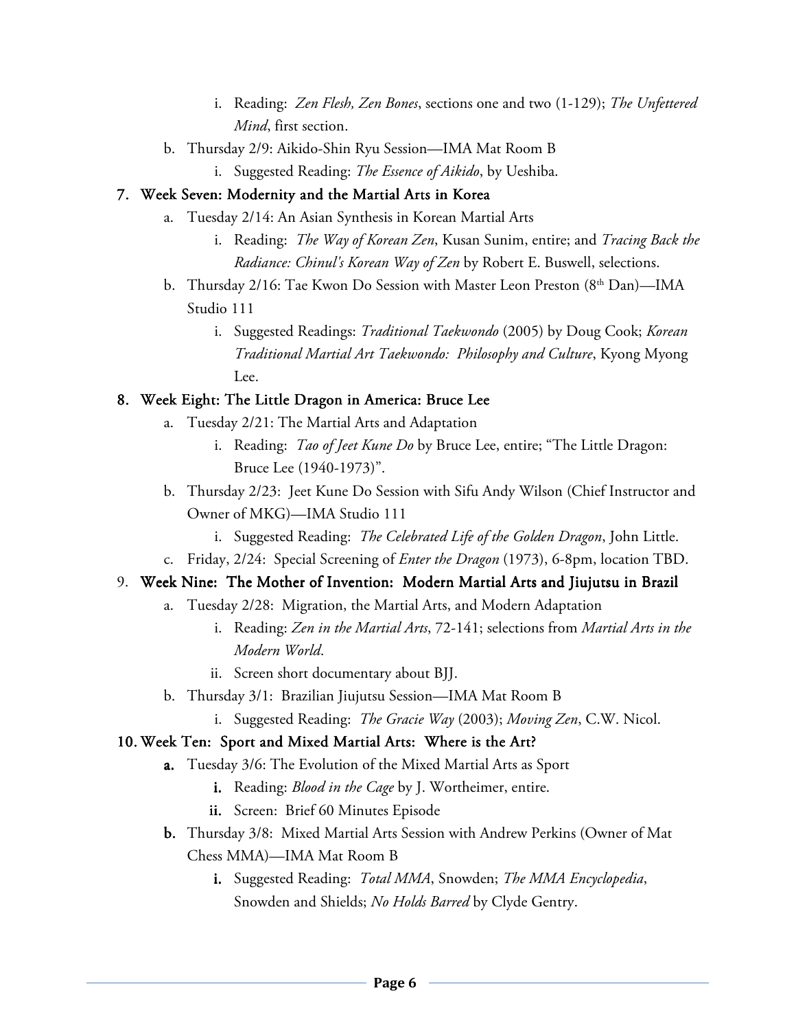i. Reading: *Zen Flesh, Zen Bones*, sections one and two (1-129); *The Unfettered Mind*, first section.

b. Thursday 2/9: Aikido-Shin Ryu Session—IMA Mat Room B
   i. Suggested Reading: *The Essence of Aikido*, by Ueshiba.

7. **Week Seven: Modernity and the Martial Arts in Korea**
   a. Tuesday 2/14: An Asian Synthesis in Korean Martial Arts
      i. Reading: *The Way of Korean Zen*, Kusan Sunim, entire; and *Tracing Back the Radiance: Chinul's Korean Way of Zen* by Robert E. Buswell, selections.
   b. Thursday 2/16: Tae Kwon Do Session with Master Leon Preston (8th Dan)—IMA Studio 111
      i. Suggested Readings: *Traditional Taekwondo* (2005) by Doug Cook; *Korean Traditional Martial Art Taekwondo: Philosophy and Culture*, Kyong Myong Lee.

8. **Week Eight: The Little Dragon in America: Bruce Lee**
   a. Tuesday 2/21: The Martial Arts and Adaptation
      i. Reading: *Tao of Jeet Kune Do* by Bruce Lee, entire; "The Little Dragon: Bruce Lee (1940-1973)".
   b. Thursday 2/23: Jeet Kune Do Session with Sifu Andy Wilson (Chief Instructor and Owner of MKG)—IMA Studio 111
      i. Suggested Reading: *The Celebrated Life of the Golden Dragon*, John Little.
   c. Friday, 2/24: Special Screening of *Enter the Dragon* (1973), 6-8pm, location TBD.

9. **Week Nine: The Mother of Invention: Modern Martial Arts and Jiujutsu in Brazil**
   a. Tuesday 2/28: Migration, the Martial Arts, and Modern Adaptation
      i. Reading: *Zen in the Martial Arts*, 72-141; selections from *Martial Arts in the Modern World*.
      ii. Screen short documentary about BJJ.
   b. Thursday 3/1: Brazilian Jiujutsu Session—IMA Mat Room B
      i. Suggested Reading: *The Gracie Way* (2003); *Moving Zen*, C.W. Nicol.

10. **Week Ten: Sport and Mixed Martial Arts: Where is the Art?**
    a. Tuesday 3/6: The Evolution of the Mixed Martial Arts as Sport
       i. Reading: *Blood in the Cage* by J. Wortheimer, entire.
       ii. Screen: Brief 60 Minutes Episode
    b. Thursday 3/8: Mixed Martial Arts Session with Andrew Perkins (Owner of Mat Chess MMA)—IMA Mat Room B
       i. Suggested Reading: *Total MMA*, Snowden; *The MMA Encyclopedia*, Snowden and Shields; *No Holds Barred* by Clyde Gentry.